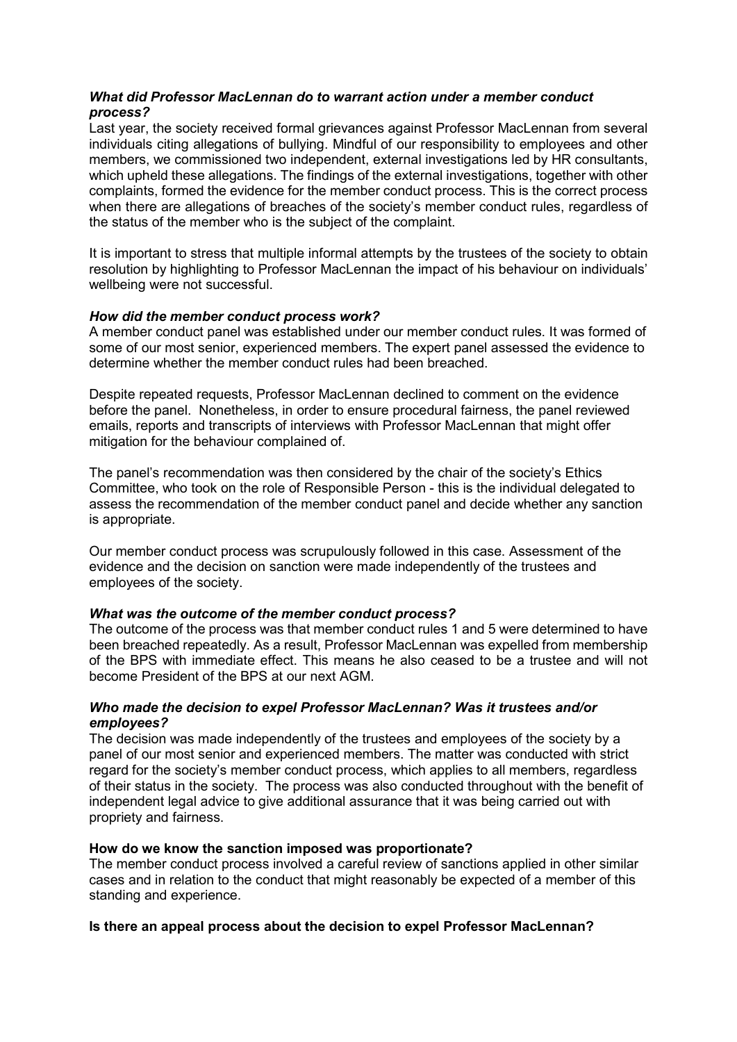***What did Professor MacLennan do to warrant action under a member conduct process?***

Last year, the society received formal grievances against Professor MacLennan from several individuals citing allegations of bullying. Mindful of our responsibility to employees and other members, we commissioned two independent, external investigations led by HR consultants, which upheld these allegations. The findings of the external investigations, together with other complaints, formed the evidence for the member conduct process. This is the correct process when there are allegations of breaches of the society's member conduct rules, regardless of the status of the member who is the subject of the complaint.

It is important to stress that multiple informal attempts by the trustees of the society to obtain resolution by highlighting to Professor MacLennan the impact of his behaviour on individuals' wellbeing were not successful.

***How did the member conduct process work?***

A member conduct panel was established under our member conduct rules. It was formed of some of our most senior, experienced members. The expert panel assessed the evidence to determine whether the member conduct rules had been breached.

Despite repeated requests, Professor MacLennan declined to comment on the evidence before the panel. Nonetheless, in order to ensure procedural fairness, the panel reviewed emails, reports and transcripts of interviews with Professor MacLennan that might offer mitigation for the behaviour complained of.

The panel's recommendation was then considered by the chair of the society's Ethics Committee, who took on the role of Responsible Person - this is the individual delegated to assess the recommendation of the member conduct panel and decide whether any sanction is appropriate.

Our member conduct process was scrupulously followed in this case. Assessment of the evidence and the decision on sanction were made independently of the trustees and employees of the society.

***What was the outcome of the member conduct process?***

The outcome of the process was that member conduct rules 1 and 5 were determined to have been breached repeatedly. As a result, Professor MacLennan was expelled from membership of the BPS with immediate effect. This means he also ceased to be a trustee and will not become President of the BPS at our next AGM.

***Who made the decision to expel Professor MacLennan? Was it trustees and/or employees?***

The decision was made independently of the trustees and employees of the society by a panel of our most senior and experienced members. The matter was conducted with strict regard for the society's member conduct process, which applies to all members, regardless of their status in the society. The process was also conducted throughout with the benefit of independent legal advice to give additional assurance that it was being carried out with propriety and fairness.

**How do we know the sanction imposed was proportionate?**

The member conduct process involved a careful review of sanctions applied in other similar cases and in relation to the conduct that might reasonably be expected of a member of this standing and experience.

**Is there an appeal process about the decision to expel Professor MacLennan?**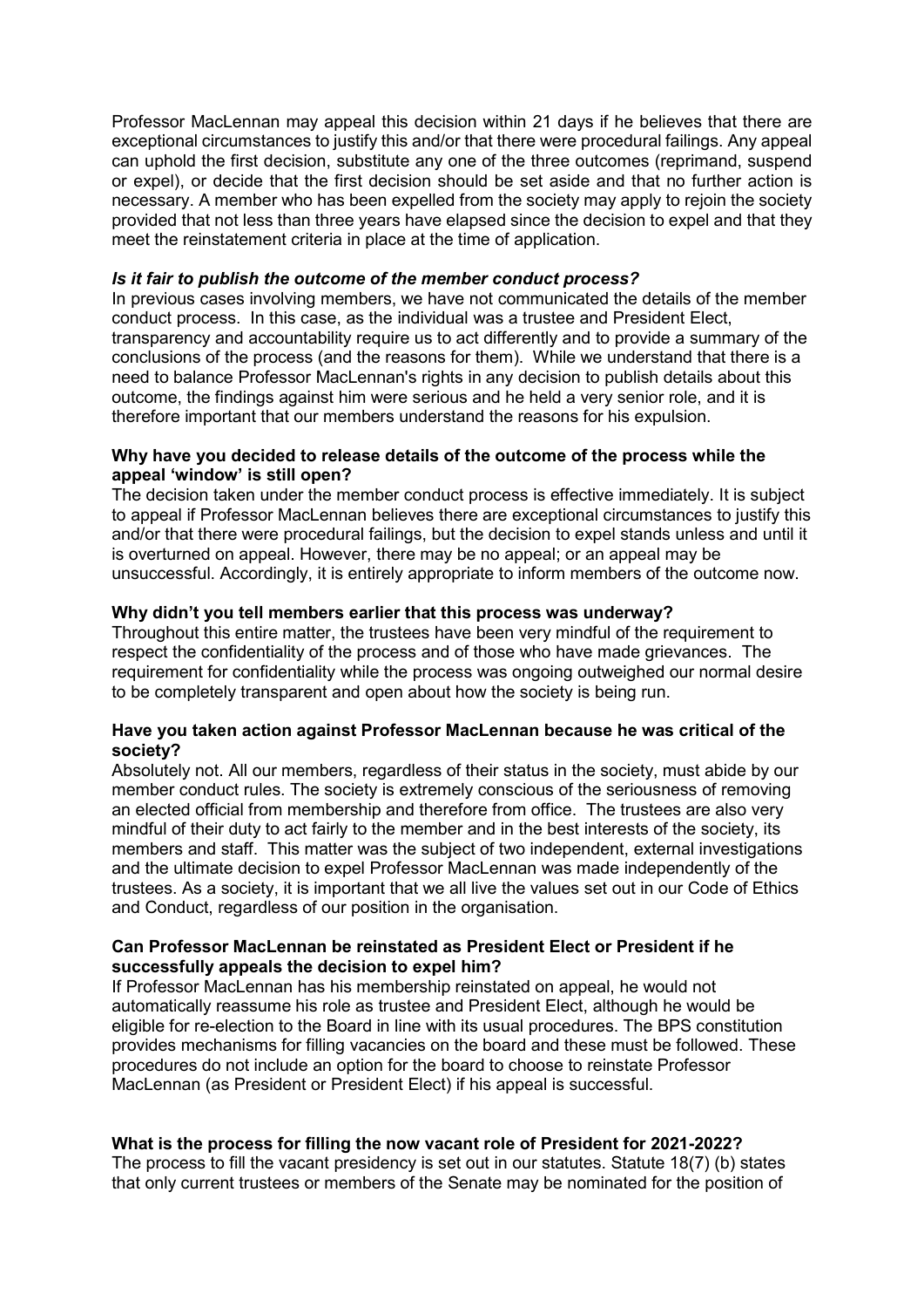Professor MacLennan may appeal this decision within 21 days if he believes that there are exceptional circumstances to justify this and/or that there were procedural failings. Any appeal can uphold the first decision, substitute any one of the three outcomes (reprimand, suspend or expel), or decide that the first decision should be set aside and that no further action is necessary. A member who has been expelled from the society may apply to rejoin the society provided that not less than three years have elapsed since the decision to expel and that they meet the reinstatement criteria in place at the time of application.

***Is it fair to publish the outcome of the member conduct process?***

In previous cases involving members, we have not communicated the details of the member conduct process. In this case, as the individual was a trustee and President Elect, transparency and accountability require us to act differently and to provide a summary of the conclusions of the process (and the reasons for them). While we understand that there is a need to balance Professor MacLennan's rights in any decision to publish details about this outcome, the findings against him were serious and he held a very senior role, and it is therefore important that our members understand the reasons for his expulsion.

**Why have you decided to release details of the outcome of the process while the appeal 'window' is still open?**

The decision taken under the member conduct process is effective immediately. It is subject to appeal if Professor MacLennan believes there are exceptional circumstances to justify this and/or that there were procedural failings, but the decision to expel stands unless and until it is overturned on appeal. However, there may be no appeal; or an appeal may be unsuccessful. Accordingly, it is entirely appropriate to inform members of the outcome now.

**Why didn't you tell members earlier that this process was underway?**

Throughout this entire matter, the trustees have been very mindful of the requirement to respect the confidentiality of the process and of those who have made grievances. The requirement for confidentiality while the process was ongoing outweighed our normal desire to be completely transparent and open about how the society is being run.

**Have you taken action against Professor MacLennan because he was critical of the society?**

Absolutely not. All our members, regardless of their status in the society, must abide by our member conduct rules. The society is extremely conscious of the seriousness of removing an elected official from membership and therefore from office. The trustees are also very mindful of their duty to act fairly to the member and in the best interests of the society, its members and staff. This matter was the subject of two independent, external investigations and the ultimate decision to expel Professor MacLennan was made independently of the trustees. As a society, it is important that we all live the values set out in our Code of Ethics and Conduct, regardless of our position in the organisation.

**Can Professor MacLennan be reinstated as President Elect or President if he successfully appeals the decision to expel him?**

If Professor MacLennan has his membership reinstated on appeal, he would not automatically reassume his role as trustee and President Elect, although he would be eligible for re-election to the Board in line with its usual procedures. The BPS constitution provides mechanisms for filling vacancies on the board and these must be followed. These procedures do not include an option for the board to choose to reinstate Professor MacLennan (as President or President Elect) if his appeal is successful.

**What is the process for filling the now vacant role of President for 2021-2022?**

The process to fill the vacant presidency is set out in our statutes. Statute 18(7) (b) states that only current trustees or members of the Senate may be nominated for the position of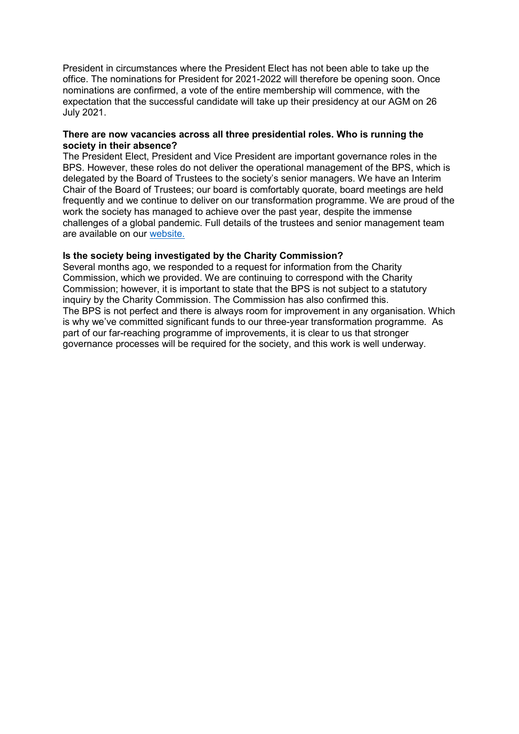President in circumstances where the President Elect has not been able to take up the office. The nominations for President for 2021-2022 will therefore be opening soon. Once nominations are confirmed, a vote of the entire membership will commence, with the expectation that the successful candidate will take up their presidency at our AGM on 26 July 2021.

**There are now vacancies across all three presidential roles. Who is running the society in their absence?**

The President Elect, President and Vice President are important governance roles in the BPS. However, these roles do not deliver the operational management of the BPS, which is delegated by the Board of Trustees to the society's senior managers. We have an Interim Chair of the Board of Trustees; our board is comfortably quorate, board meetings are held frequently and we continue to deliver on our transformation programme. We are proud of the work the society has managed to achieve over the past year, despite the immense challenges of a global pandemic. Full details of the trustees and senior management team are available on our website.

**Is the society being investigated by the Charity Commission?**

Several months ago, we responded to a request for information from the Charity Commission, which we provided. We are continuing to correspond with the Charity Commission; however, it is important to state that the BPS is not subject to a statutory inquiry by the Charity Commission. The Commission has also confirmed this.

The BPS is not perfect and there is always room for improvement in any organisation. Which is why we've committed significant funds to our three-year transformation programme. As part of our far-reaching programme of improvements, it is clear to us that stronger governance processes will be required for the society, and this work is well underway.